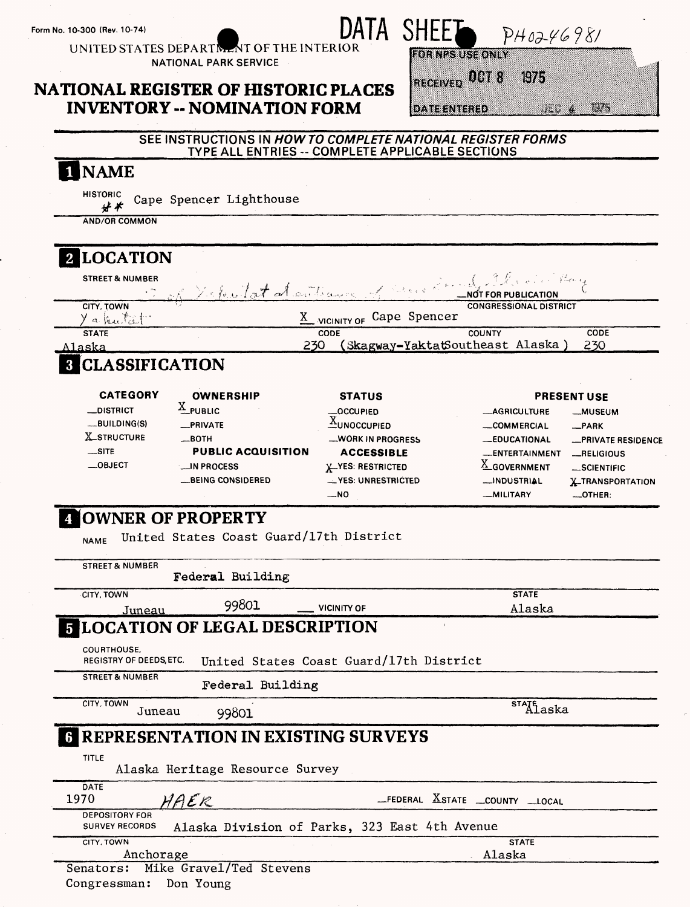Form No. 10-300 (Rev. 10-74)

DATA SHEET PH0246981

UNITED STATES DEPARTMENT OF THE INTERIOR
NATIONAL PARK SERVICE

# NATIONAL REGISTER OF HISTORIC PLACES INVENTORY -- NOMINATION FORM

| FOR NPS USE ONLY | |
|---|---|
| RECEIVED | OCT 8 1975 |
| DATE ENTERED | DEC 4 1975 |

SEE INSTRUCTIONS IN *HOW TO COMPLETE NATIONAL REGISTER FORMS*
TYPE ALL ENTRIES -- COMPLETE APPLICABLE SECTIONS

## 1 NAME

HISTORIC ** Cape Spencer Lighthouse

AND/OR COMMON

## 2 LOCATION

STREET & NUMBER: ... of Yakutat at entrance of ... Glacier Bay — NOT FOR PUBLICATION

CITY, TOWN: Yakutat — X VICINITY OF Cape Spencer — CONGRESSIONAL DISTRICT

| STATE | CODE | COUNTY | CODE |
|---|---|---|---|
| Alaska | 230 | (Skagway-Yaktat Southeast Alaska) | 230 |

## 3 CLASSIFICATION

| CATEGORY | OWNERSHIP | STATUS | PRESENT USE | |
|---|---|---|---|---|
| __DISTRICT | X PUBLIC | __OCCUPIED | __AGRICULTURE | __MUSEUM |
| __BUILDING(S) | __PRIVATE | X UNOCCUPIED | __COMMERCIAL | __PARK |
| X STRUCTURE | __BOTH | __WORK IN PROGRESS | __EDUCATIONAL | __PRIVATE RESIDENCE |
| __SITE | **PUBLIC ACQUISITION** | **ACCESSIBLE** | __ENTERTAINMENT | __RELIGIOUS |
| __OBJECT | __IN PROCESS | X YES: RESTRICTED | X GOVERNMENT | __SCIENTIFIC |
| | __BEING CONSIDERED | __YES: UNRESTRICTED | __INDUSTRIAL | X TRANSPORTATION |
| | | __NO | __MILITARY | __OTHER: |

## 4 OWNER OF PROPERTY

NAME: United States Coast Guard/17th District

STREET & NUMBER: Federal Building

CITY, TOWN: Juneau 99801 — __ VICINITY OF — STATE: Alaska

## 5 LOCATION OF LEGAL DESCRIPTION

COURTHOUSE, REGISTRY OF DEEDS, ETC.: United States Coast Guard/17th District

STREET & NUMBER: Federal Building

CITY, TOWN: Juneau 99801 — STATE: Alaska

## 6 REPRESENTATION IN EXISTING SURVEYS

TITLE: Alaska Heritage Resource Survey

DATE: 1970 HAER — __FEDERAL X STATE __COUNTY __LOCAL

DEPOSITORY FOR SURVEY RECORDS: Alaska Division of Parks, 323 East 4th Avenue

CITY, TOWN: Anchorage — STATE: Alaska

Senators: Mike Gravel/Ted Stevens
Congressman: Don Young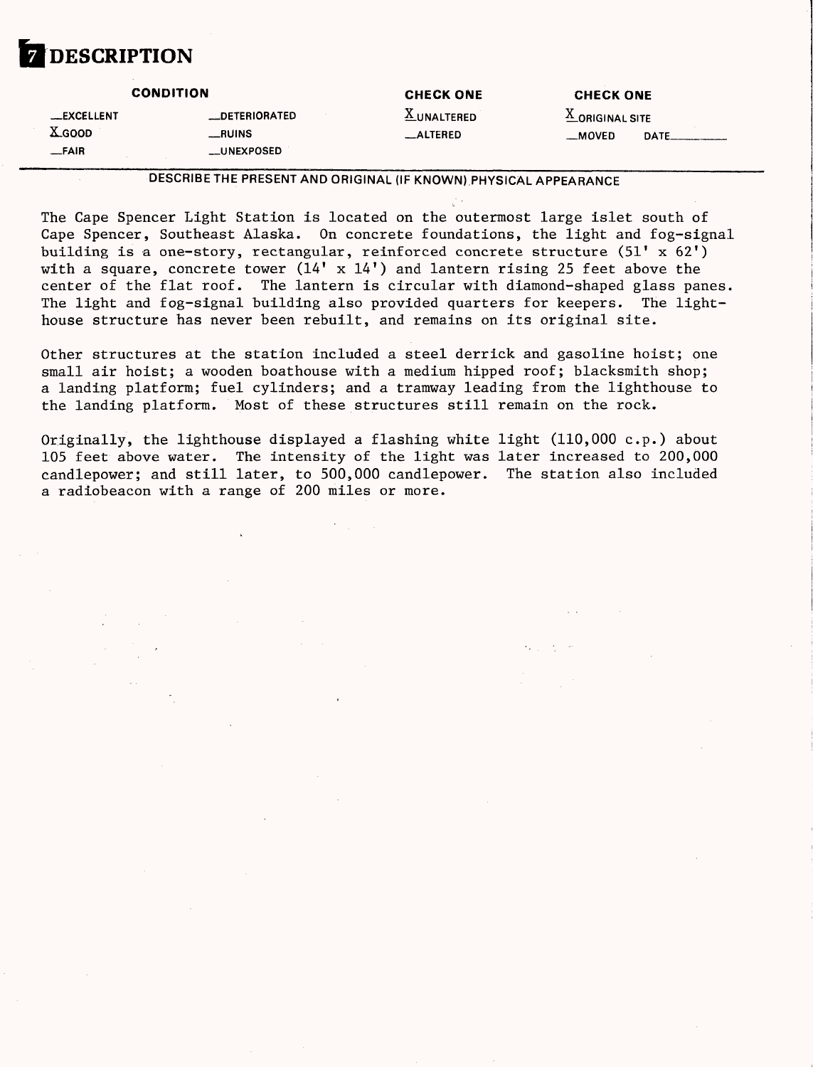# 7 DESCRIPTION

| CONDITION | | CHECK ONE | CHECK ONE |
|---|---|---|---|
| __EXCELLENT | __DETERIORATED | X UNALTERED | X ORIGINAL SITE |
| X GOOD | __RUINS | __ALTERED | __MOVED DATE______ |
| __FAIR | __UNEXPOSED | | |

**DESCRIBE THE PRESENT AND ORIGINAL (IF KNOWN) PHYSICAL APPEARANCE**

The Cape Spencer Light Station is located on the outermost large islet south of Cape Spencer, Southeast Alaska. On concrete foundations, the light and fog-signal building is a one-story, rectangular, reinforced concrete structure (51' x 62') with a square, concrete tower (14' x 14') and lantern rising 25 feet above the center of the flat roof. The lantern is circular with diamond-shaped glass panes. The light and fog-signal building also provided quarters for keepers. The lighthouse structure has never been rebuilt, and remains on its original site.

Other structures at the station included a steel derrick and gasoline hoist; one small air hoist; a wooden boathouse with a medium hipped roof; blacksmith shop; a landing platform; fuel cylinders; and a tramway leading from the lighthouse to the landing platform. Most of these structures still remain on the rock.

Originally, the lighthouse displayed a flashing white light (110,000 c.p.) about 105 feet above water. The intensity of the light was later increased to 200,000 candlepower; and still later, to 500,000 candlepower. The station also included a radiobeacon with a range of 200 miles or more.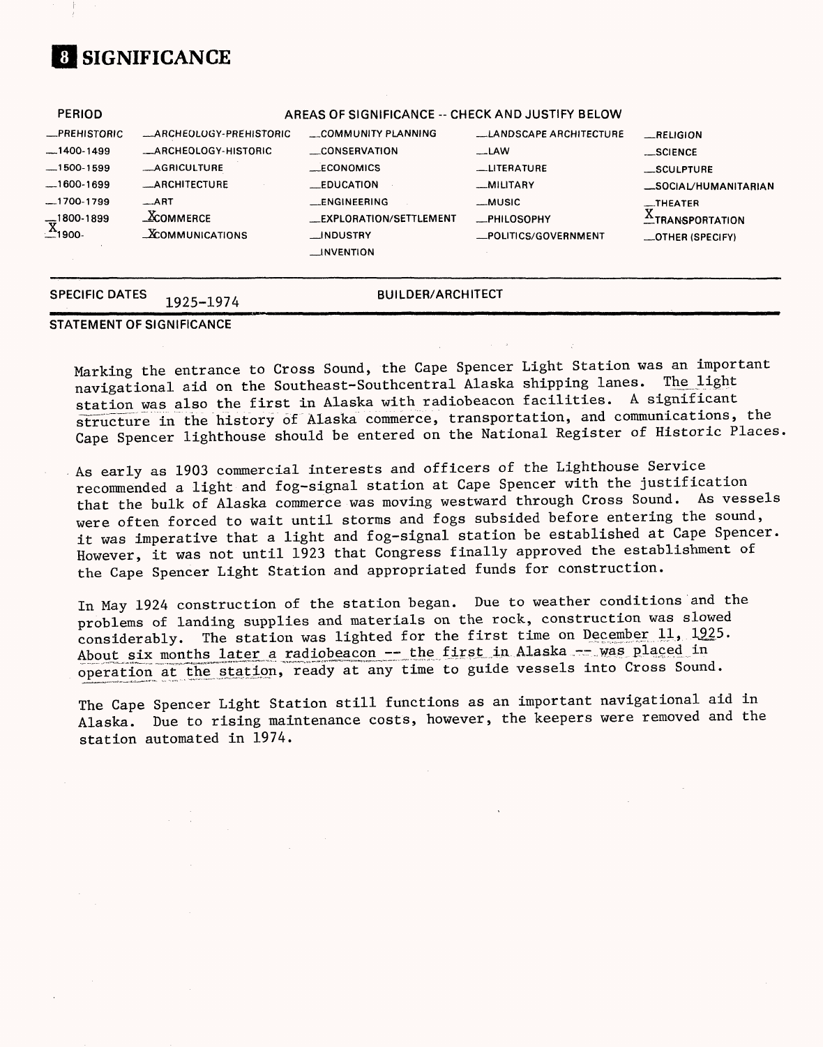# 8 SIGNIFICANCE

| PERIOD | AREAS OF SIGNIFICANCE -- CHECK AND JUSTIFY BELOW | | | |
|---|---|---|---|---|
| _PREHISTORIC | _ARCHEOLOGY-PREHISTORIC | _COMMUNITY PLANNING | _LANDSCAPE ARCHITECTURE | _RELIGION |
| _1400-1499 | _ARCHEOLOGY-HISTORIC | _CONSERVATION | _LAW | _SCIENCE |
| _1500-1599 | _AGRICULTURE | _ECONOMICS | _LITERATURE | _SCULPTURE |
| _1600-1699 | _ARCHITECTURE | _EDUCATION | _MILITARY | _SOCIAL/HUMANITARIAN |
| _1700-1799 | _ART | _ENGINEERING | _MUSIC | _THEATER |
| _1800-1899 | X COMMERCE | _EXPLORATION/SETTLEMENT | _PHILOSOPHY | X TRANSPORTATION |
| X 1900- | X COMMUNICATIONS | _INDUSTRY | _POLITICS/GOVERNMENT | _OTHER (SPECIFY) |
| | | _INVENTION | | |

SPECIFIC DATES 1925-1974 BUILDER/ARCHITECT

## STATEMENT OF SIGNIFICANCE

Marking the entrance to Cross Sound, the Cape Spencer Light Station was an important navigational aid on the Southeast-Southcentral Alaska shipping lanes. The light station was also the first in Alaska with radiobeacon facilities. A significant structure in the history of Alaska commerce, transportation, and communications, the Cape Spencer lighthouse should be entered on the National Register of Historic Places.

As early as 1903 commercial interests and officers of the Lighthouse Service recommended a light and fog-signal station at Cape Spencer with the justification that the bulk of Alaska commerce was moving westward through Cross Sound. As vessels were often forced to wait until storms and fogs subsided before entering the sound, it was imperative that a light and fog-signal station be established at Cape Spencer. However, it was not until 1923 that Congress finally approved the establishment of the Cape Spencer Light Station and appropriated funds for construction.

In May 1924 construction of the station began. Due to weather conditions and the problems of landing supplies and materials on the rock, construction was slowed considerably. The station was lighted for the first time on December 11, 1925. About six months later a radiobeacon -- the first in Alaska -- was placed in operation at the station, ready at any time to guide vessels into Cross Sound.

The Cape Spencer Light Station still functions as an important navigational aid in Alaska. Due to rising maintenance costs, however, the keepers were removed and the station automated in 1974.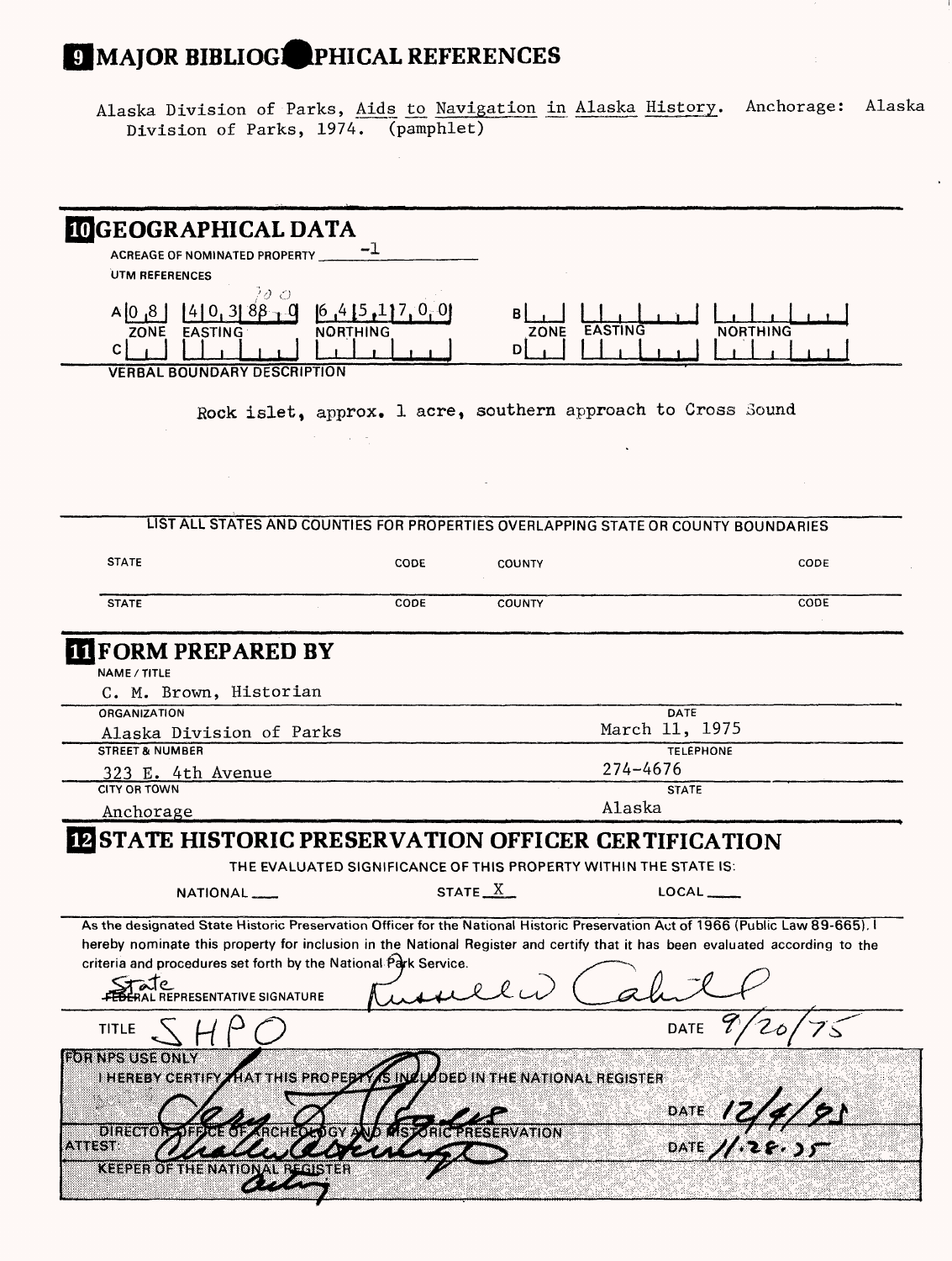## 9 MAJOR BIBLIOGRAPHICAL REFERENCES

Alaska Division of Parks, Aids to Navigation in Alaska History. Anchorage: Alaska Division of Parks, 1974. (pamphlet)

## 10 GEOGRAPHICAL DATA

ACREAGE OF NOMINATED PROPERTY -1

UTM REFERENCES

| | ZONE | EASTING | NORTHING | | ZONE | EASTING | NORTHING |
|---|---|---|---|---|---|---|---|
| A | 0 8 | 4 0 3 8 8 0 (700) | 6 4 5 1 1 7 0 0 | B | | | |
| C | | | | D | | | |

VERBAL BOUNDARY DESCRIPTION

Rock islet, approx. 1 acre, southern approach to Cross Sound

LIST ALL STATES AND COUNTIES FOR PROPERTIES OVERLAPPING STATE OR COUNTY BOUNDARIES

| STATE | CODE | COUNTY | CODE |
|---|---|---|---|
| STATE | CODE | COUNTY | CODE |

## 11 FORM PREPARED BY

NAME / TITLE
C. M. Brown, Historian

ORGANIZATION
Alaska Division of Parks

DATE
March 11, 1975

STREET & NUMBER
323 E. 4th Avenue

TELEPHONE
274-4676

CITY OR TOWN
Anchorage

STATE
Alaska

## 12 STATE HISTORIC PRESERVATION OFFICER CERTIFICATION

THE EVALUATED SIGNIFICANCE OF THIS PROPERTY WITHIN THE STATE IS:

NATIONAL ___ STATE X LOCAL ___

As the designated State Historic Preservation Officer for the National Historic Preservation Act of 1966 (Public Law 89-665), I hereby nominate this property for inclusion in the National Register and certify that it has been evaluated according to the criteria and procedures set forth by the National Park Service.

~~FEDERAL~~ State REPRESENTATIVE SIGNATURE Russell Cahill

TITLE SHPO DATE 9/20/75

FOR NPS USE ONLY
I HEREBY CERTIFY THAT THIS PROPERTY IS INCLUDED IN THE NATIONAL REGISTER

DATE 12/4/75

DIRECTOR, OFFICE OF ARCHEOLOGY AND HISTORIC PRESERVATION

ATTEST: DATE 11.28.75

KEEPER OF THE NATIONAL REGISTER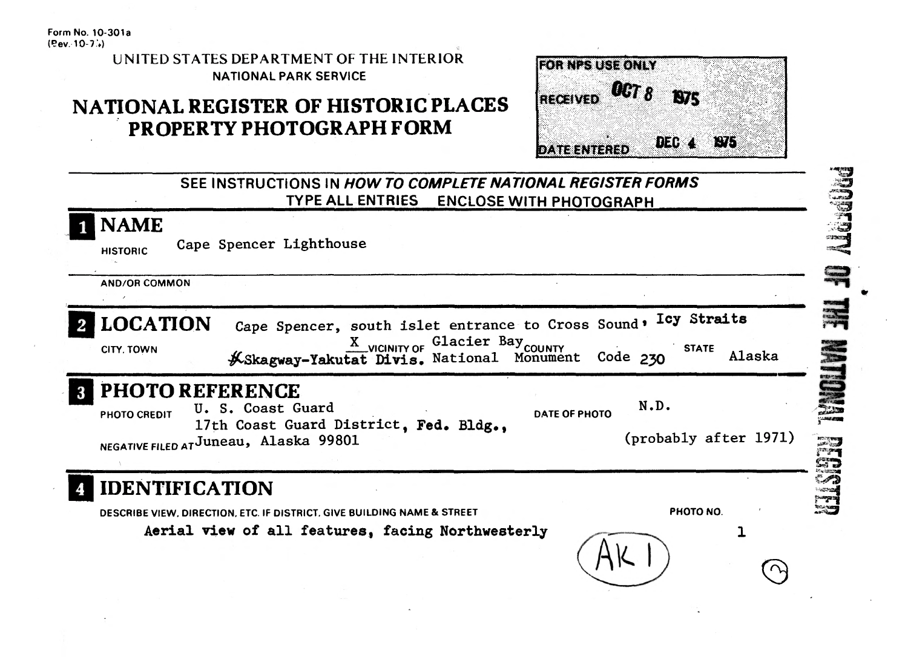Form No. 10-301a
(Rev. 10-74)

UNITED STATES DEPARTMENT OF THE INTERIOR
NATIONAL PARK SERVICE

# NATIONAL REGISTER OF HISTORIC PLACES
# PROPERTY PHOTOGRAPH FORM

| FOR NPS USE ONLY | |
| --- | --- |
| RECEIVED | OCT 8 1975 |
| DATE ENTERED | DEC 4 1975 |

SEE INSTRUCTIONS IN *HOW TO COMPLETE NATIONAL REGISTER FORMS*
TYPE ALL ENTRIES ENCLOSE WITH PHOTOGRAPH

## 1 NAME

HISTORIC Cape Spencer Lighthouse

AND/OR COMMON

## 2 LOCATION

Cape Spencer, south islet entrance to Cross Sound, Icy Straits

CITY, TOWN X VICINITY OF Glacier Bay National Monument

COUNTY Skagway-Yakutat Divis. Code 230

STATE Alaska

## 3 PHOTO REFERENCE

PHOTO CREDIT U. S. Coast Guard

NEGATIVE FILED AT 17th Coast Guard District, Fed. Bldg., Juneau, Alaska 99801

DATE OF PHOTO N.D. (probably after 1971)

## 4 IDENTIFICATION

DESCRIBE VIEW, DIRECTION, ETC. IF DISTRICT, GIVE BUILDING NAME & STREET

Aerial view of all features, facing Northwesterly

PHOTO NO. 1

AK 1

PROPERTY OF THE NATIONAL REGISTER